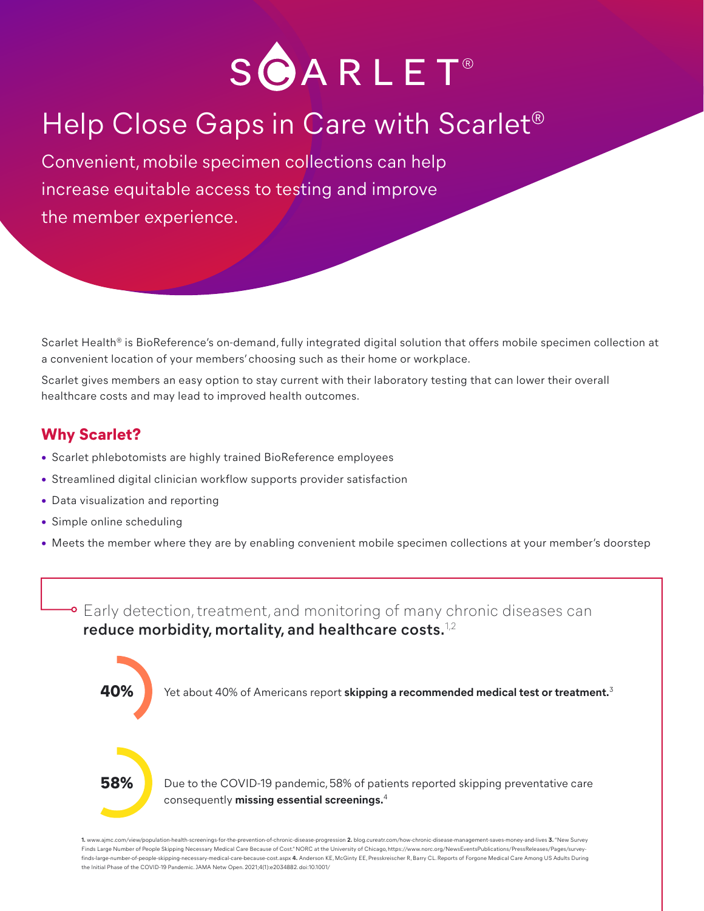# SCARLET®

# Help Close Gaps in Care with Scarlet®

Convenient, mobile specimen collections can help increase equitable access to testing and improve the member experience.

Scarlet Health® is BioReference's on-demand, fully integrated digital solution that offers mobile specimen collection at a convenient location of your members' choosing such as their home or workplace.

Scarlet gives members an easy option to stay current with their laboratory testing that can lower their overall healthcare costs and may lead to improved health outcomes.

## Why Scarlet?

- Scarlet phlebotomists are highly trained BioReference employees
- Streamlined digital clinician workflow supports provider satisfaction
- Data visualization and reporting
- Simple online scheduling
- Meets the member where they are by enabling convenient mobile specimen collections at your member's doorstep

Early detection, treatment, and monitoring of many chronic diseases can **reduce morbidity, mortality, and healthcare costs.**[1,2]

**40%** Yet about 40% of Americans report **skipping a recommended medical test or treatment.**[3]

**58%** Due to the COVID-19 pandemic, 58% of patients reported skipping preventative care consequently **missing essential screenings.**[4]

**1.** www.ajmc.com/view/population-health-screenings-for-the-prevention-of-chronic-disease-progression **2.** blog.cureatr.com/how-chronic-disease-management-saves-money-and-lives **3.** "New Survey Finds Large Number of People Skipping Necessary Medical Care Because of Cost." NORC at the University of Chicago, https://www.norc.org/NewsEventsPublications/PressReleases/Pages/survey-finds-large-number-of-people-skipping-necessary-medical-care-because-cost.aspx **4.** Anderson KE, McGinty EE, Presskreischer R, Barry CL. Reports of Forgone Medical Care Among US Adults During the Initial Phase of the COVID-19 Pandemic. JAMA Netw Open. 2021;4(1):e2034882. doi:10.1001/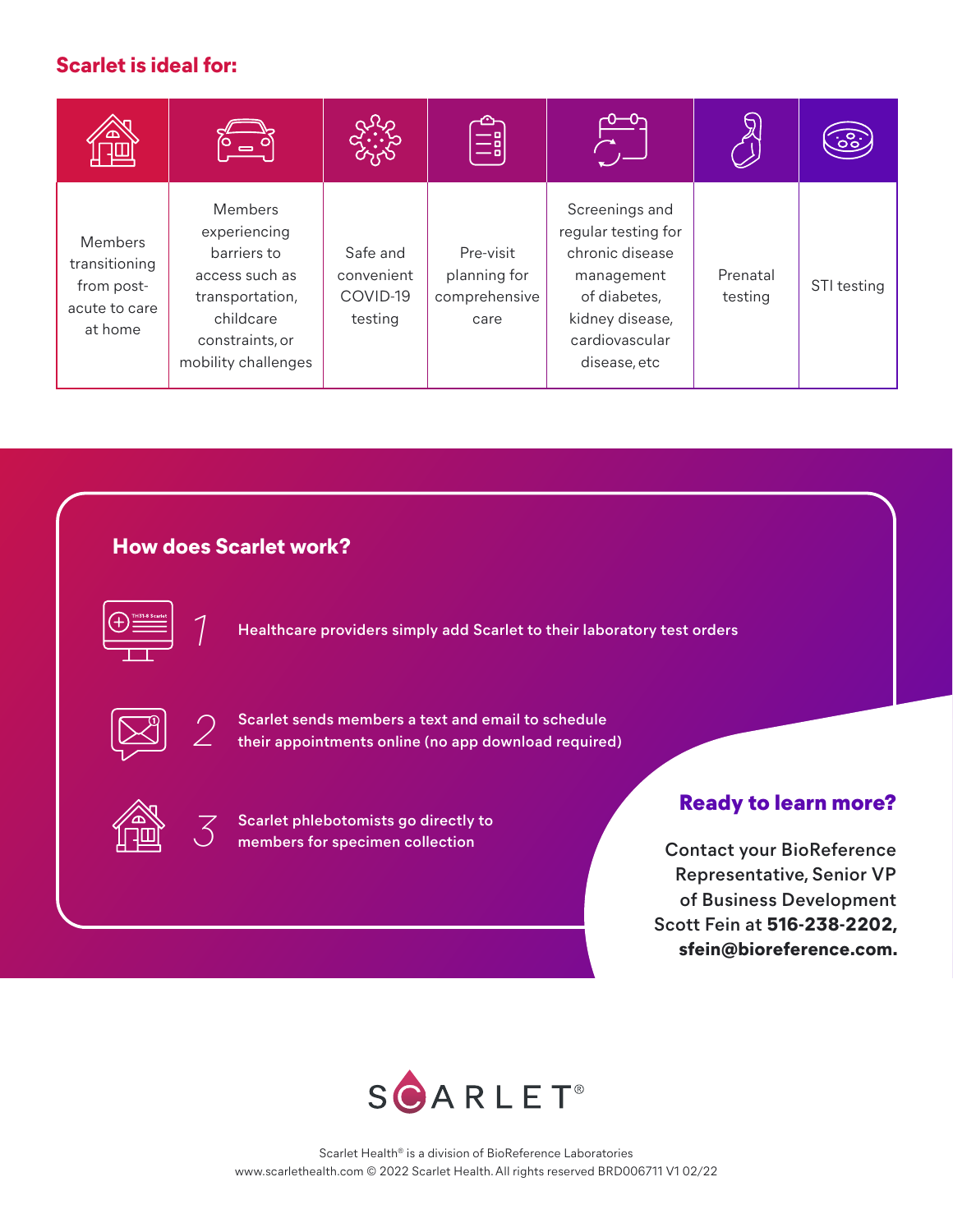## Scarlet is ideal for:

| | | | | | | |
|---|---|---|---|---|---|---|
| Members transitioning from post-acute to care at home | Members experiencing barriers to access such as transportation, childcare constraints, or mobility challenges | Safe and convenient COVID-19 testing | Pre-visit planning for comprehensive care | Screenings and regular testing for chronic disease management of diabetes, kidney disease, cardiovascular disease, etc | Prenatal testing | STI testing |

## How does Scarlet work?

1. Healthcare providers simply add Scarlet to their laboratory test orders
2. Scarlet sends members a text and email to schedule their appointments online (no app download required)
3. Scarlet phlebotomists go directly to members for specimen collection

### Ready to learn more?

Contact your BioReference Representative, Senior VP of Business Development Scott Fein at **516-238-2202, sfein@bioreference.com.**

SCARLET®

Scarlet Health® is a division of BioReference Laboratories
www.scarlethealth.com © 2022 Scarlet Health. All rights reserved BRD006711 V1 02/22